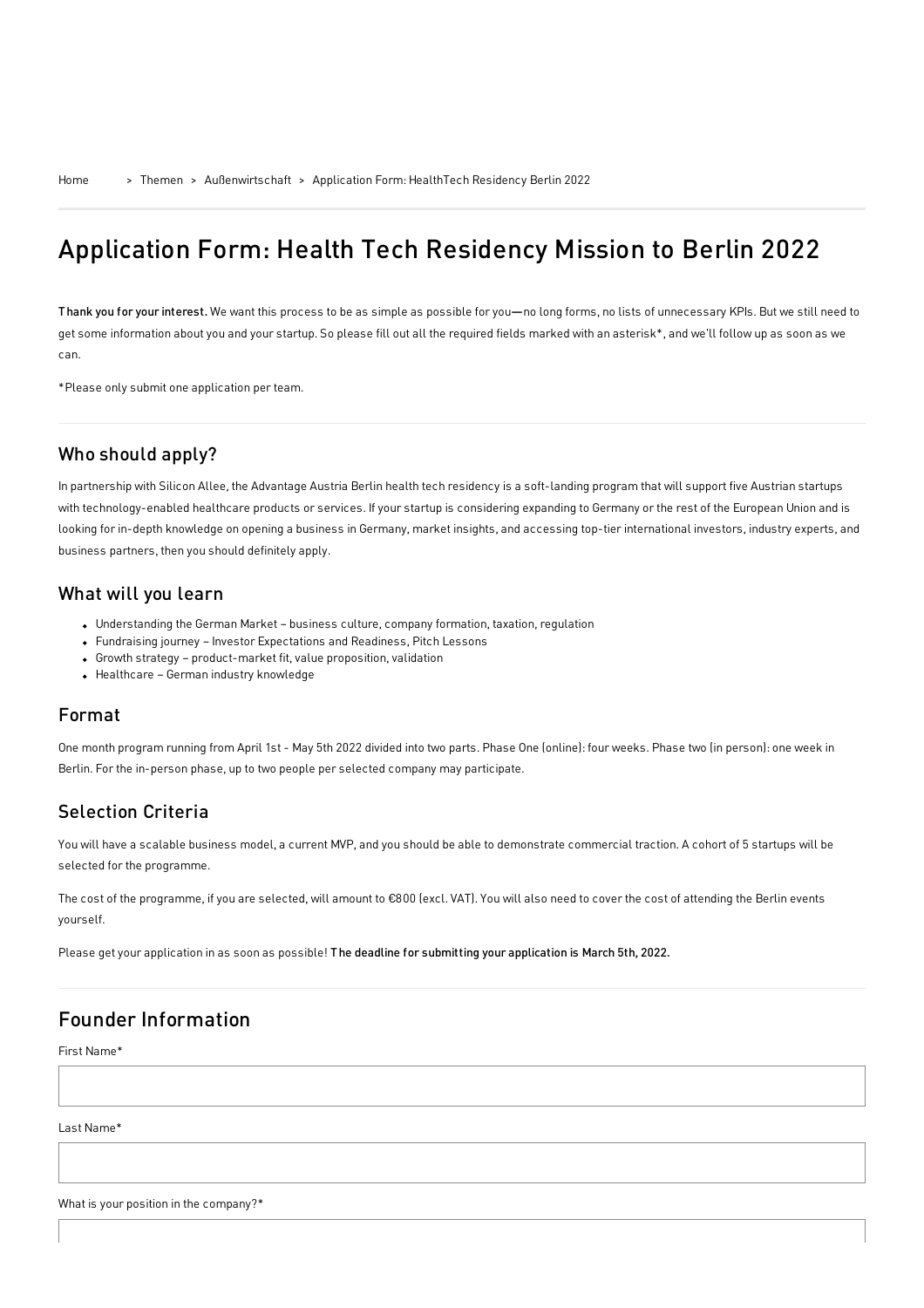Home > Themen > Außenwirtschaft > Application Form: HealthTech Residency Berlin 2022

# Application Form: Health Tech Residency Mission to Berlin 2022

**Thank you for your interest.** We want this process to be as simple as possible for you—no long forms, no lists of unnecessary KPIs. But we still need to get some information about you and your startup. So please fill out all the required fields marked with an asterisk*, and we'll follow up as soon as we can.

*Please only submit one application per team.

## Who should apply?

In partnership with Silicon Allee, the Advantage Austria Berlin health tech residency is a soft-landing program that will support five Austrian startups with technology-enabled healthcare products or services. If your startup is considering expanding to Germany or the rest of the European Union and is looking for in-depth knowledge on opening a business in Germany, market insights, and accessing top-tier international investors, industry experts, and business partners, then you should definitely apply.

## What will you learn

- Understanding the German Market – business culture, company formation, taxation, regulation
- Fundraising journey – Investor Expectations and Readiness, Pitch Lessons
- Growth strategy – product-market fit, value proposition, validation
- Healthcare – German industry knowledge

## Format

One month program running from April 1st - May 5th 2022 divided into two parts. Phase One (online): four weeks. Phase two (in person): one week in Berlin. For the in-person phase, up to two people per selected company may participate.

## Selection Criteria

You will have a scalable business model, a current MVP, and you should be able to demonstrate commercial traction. A cohort of 5 startups will be selected for the programme.

The cost of the programme, if you are selected, will amount to €800 (excl. VAT). You will also need to cover the cost of attending the Berlin events yourself.

Please get your application in as soon as possible! **The deadline for submitting your application is March 5th, 2022.**

## Founder Information

First Name*

Last Name*

What is your position in the company?*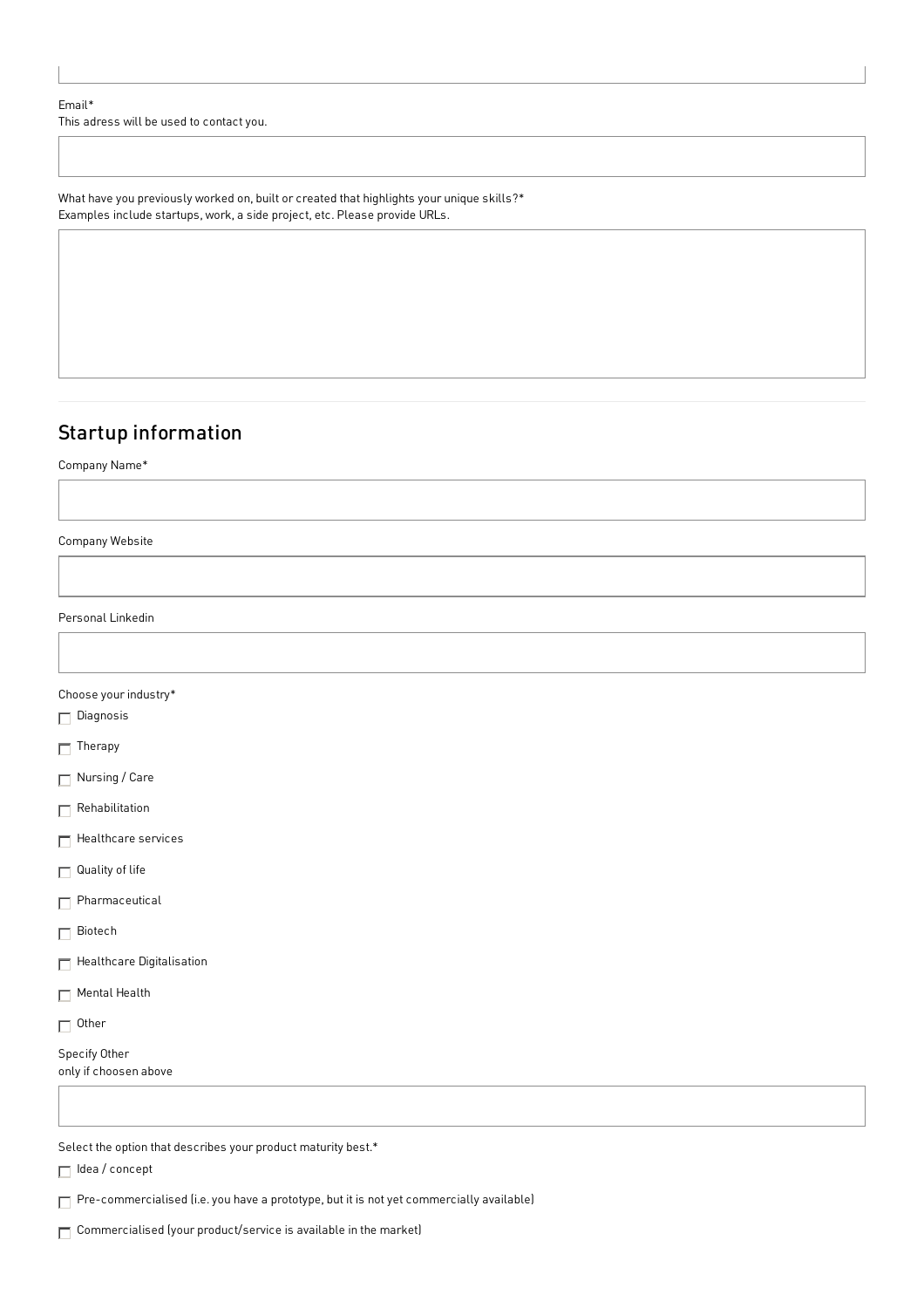Email*
This adress will be used to contact you.

What have you previously worked on, built or created that highlights your unique skills?*
Examples include startups, work, a side project, etc. Please provide URLs.

## Startup information

Company Name*

Company Website

Personal Linkedin

Choose your industry*

- [ ] Diagnosis
- [ ] Therapy
- [ ] Nursing / Care
- [ ] Rehabilitation
- [ ] Healthcare services
- [ ] Quality of life
- [ ] Pharmaceutical
- [ ] Biotech
- [ ] Healthcare Digitalisation
- [ ] Mental Health
- [ ] Other

Specify Other
only if choosen above

Select the option that describes your product maturity best.*

- [ ] Idea / concept
- [ ] Pre-commercialised (i.e. you have a prototype, but it is not yet commercially available)
- [ ] Commercialised (your product/service is available in the market)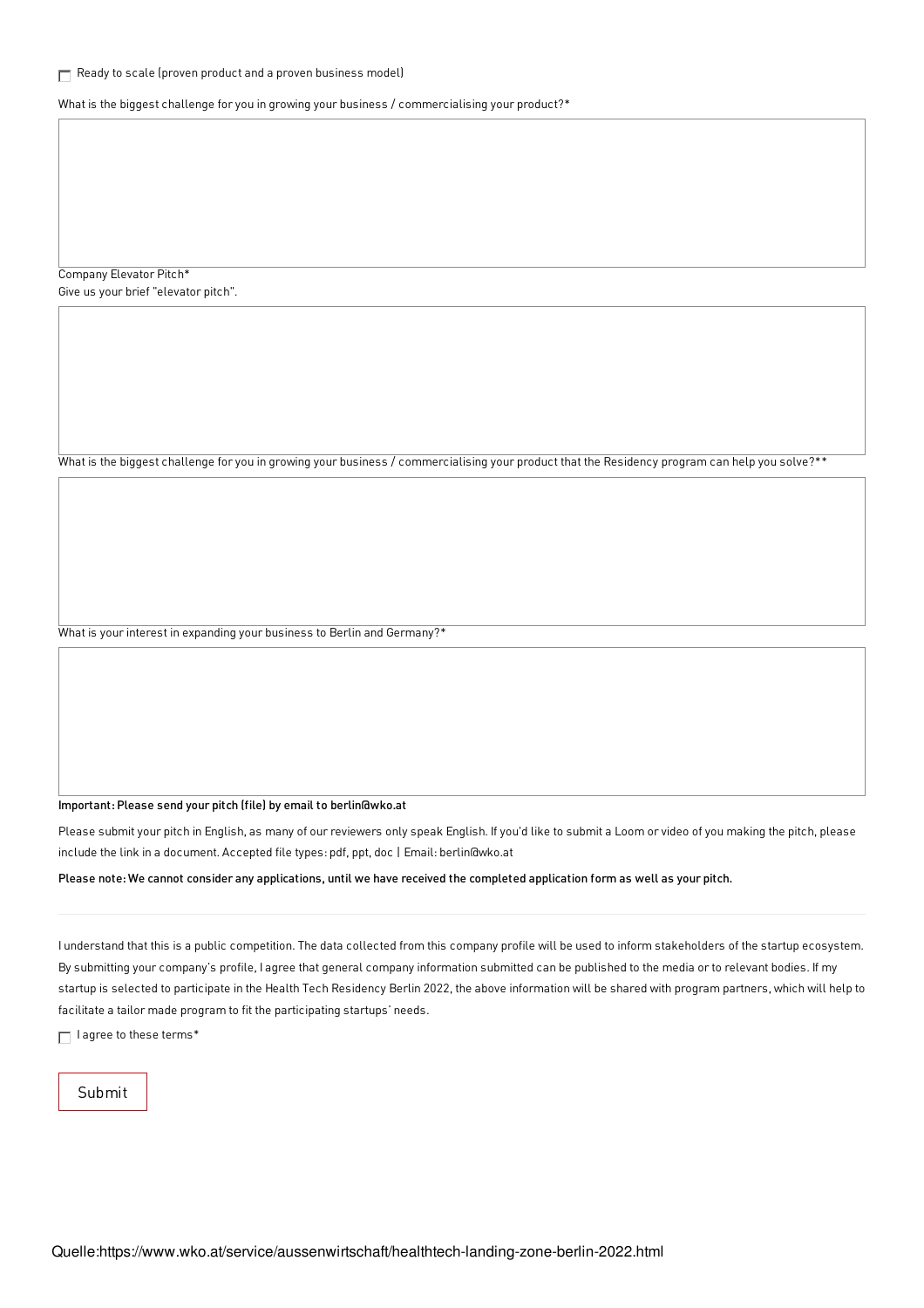☐ Ready to scale (proven product and a proven business model)

What is the biggest challenge for you in growing your business / commercialising your product?*

Company Elevator Pitch*
Give us your brief "elevator pitch".

What is the biggest challenge for you in growing your business / commercialising your product that the Residency program can help you solve?**

What is your interest in expanding your business to Berlin and Germany?*

**Important: Please send your pitch (file) by email to berlin@wko.at**

Please submit your pitch in English, as many of our reviewers only speak English. If you'd like to submit a Loom or video of you making the pitch, please include the link in a document. Accepted file types: pdf, ppt, doc | Email: berlin@wko.at

**Please note: We cannot consider any applications, until we have received the completed application form as well as your pitch.**

---

I understand that this is a public competition. The data collected from this company profile will be used to inform stakeholders of the startup ecosystem. By submitting your company's profile, I agree that general company information submitted can be published to the media or to relevant bodies. If my startup is selected to participate in the Health Tech Residency Berlin 2022, the above information will be shared with program partners, which will help to facilitate a tailor made program to fit the participating startups' needs.

☐ I agree to these terms*

Submit

Quelle:https://www.wko.at/service/aussenwirtschaft/healthtech-landing-zone-berlin-2022.html